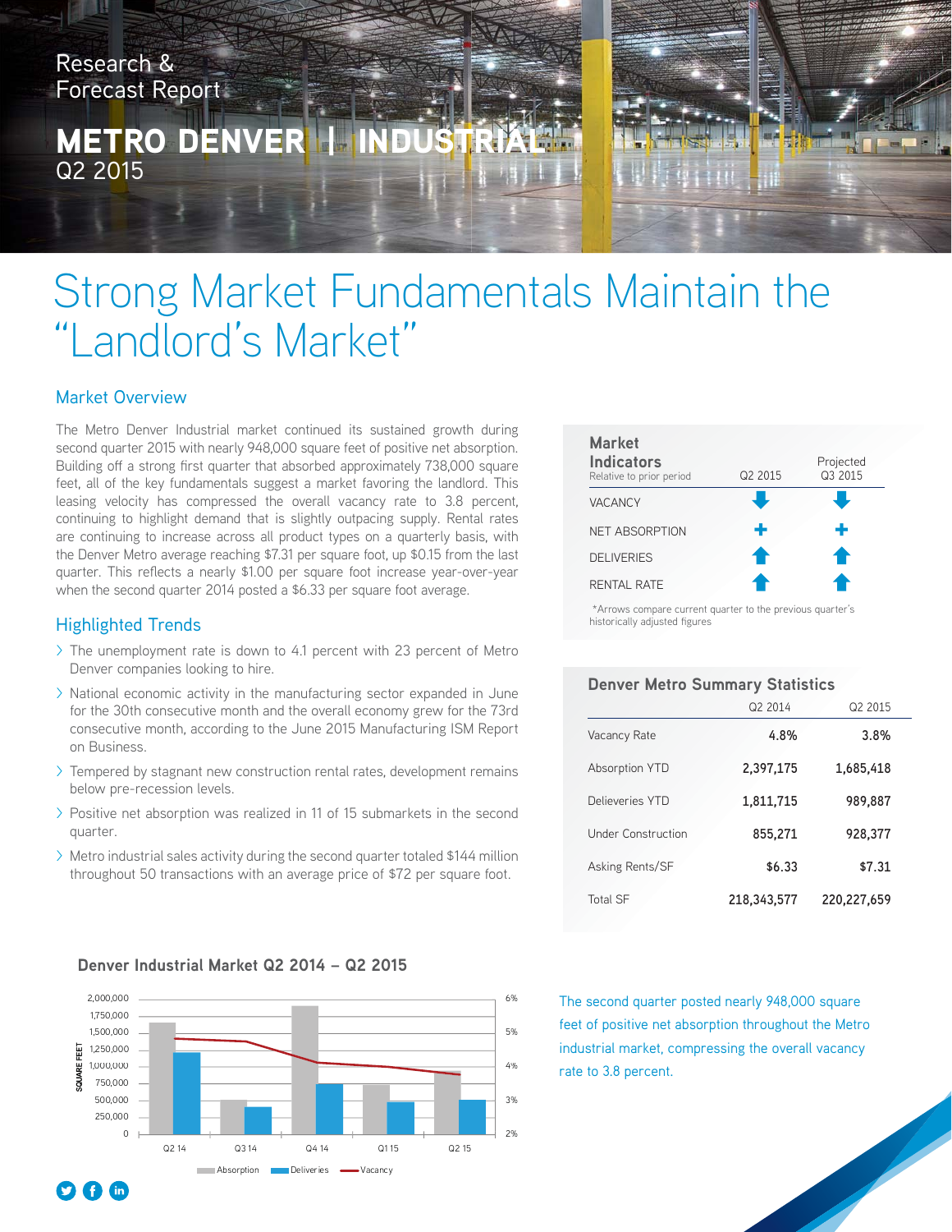Research & Forecast Report

# METRO DENVER | INDUSTRIAL

Q2 2015

# Strong Market Fundamentals Maintain the "Landlord's Market"

## Market Overview

The Metro Denver Industrial market continued its sustained growth during second quarter 2015 with nearly 948,000 square feet of positive net absorption. Building off a strong first quarter that absorbed approximately 738,000 square feet, all of the key fundamentals suggest a market favoring the landlord. This leasing velocity has compressed the overall vacancy rate to 3.8 percent, continuing to highlight demand that is slightly outpacing supply. Rental rates are continuing to increase across all product types on a quarterly basis, with the Denver Metro average reaching $7.31 per square foot, up $0.15 from the last quarter. This reflects a nearly $1.00 per square foot increase year-over-year when the second quarter 2014 posted a $6.33 per square foot average.

## Highlighted Trends

- The unemployment rate is down to 4.1 percent with 23 percent of Metro Denver companies looking to hire.
- National economic activity in the manufacturing sector expanded in June for the 30th consecutive month and the overall economy grew for the 73rd consecutive month, according to the June 2015 Manufacturing ISM Report on Business.
- Tempered by stagnant new construction rental rates, development remains below pre-recession levels.
- Positive net absorption was realized in 11 of 15 submarkets in the second quarter.
- Metro industrial sales activity during the second quarter totaled $144 million throughout 50 transactions with an average price of $72 per square foot.

### Market Indicators

Relative to prior period

| | Q2 2015 | Projected Q3 2015 |
|---|---|---|
| VACANCY | ↓ | ↓ |
| NET ABSORPTION | + | + |
| DELIVERIES | ↑ | ↑ |
| RENTAL RATE | ↑ | ↑ |

*Arrows compare current quarter to the previous quarter's historically adjusted figures

### Denver Metro Summary Statistics

| | Q2 2014 | Q2 2015 |
|---|---|---|
| Vacancy Rate | 4.8% | 3.8% |
| Absorption YTD | 2,397,175 | 1,685,418 |
| Delieveries YTD | 1,811,715 | 989,887 |
| Under Construction | 855,271 | 928,377 |
| Asking Rents/SF | $6.33 | $7.31 |
| Total SF | 218,343,577 | 220,227,659 |

### Denver Industrial Market Q2 2014 – Q2 2015

The second quarter posted nearly 948,000 square feet of positive net absorption throughout the Metro industrial market, compressing the overall vacancy rate to 3.8 percent.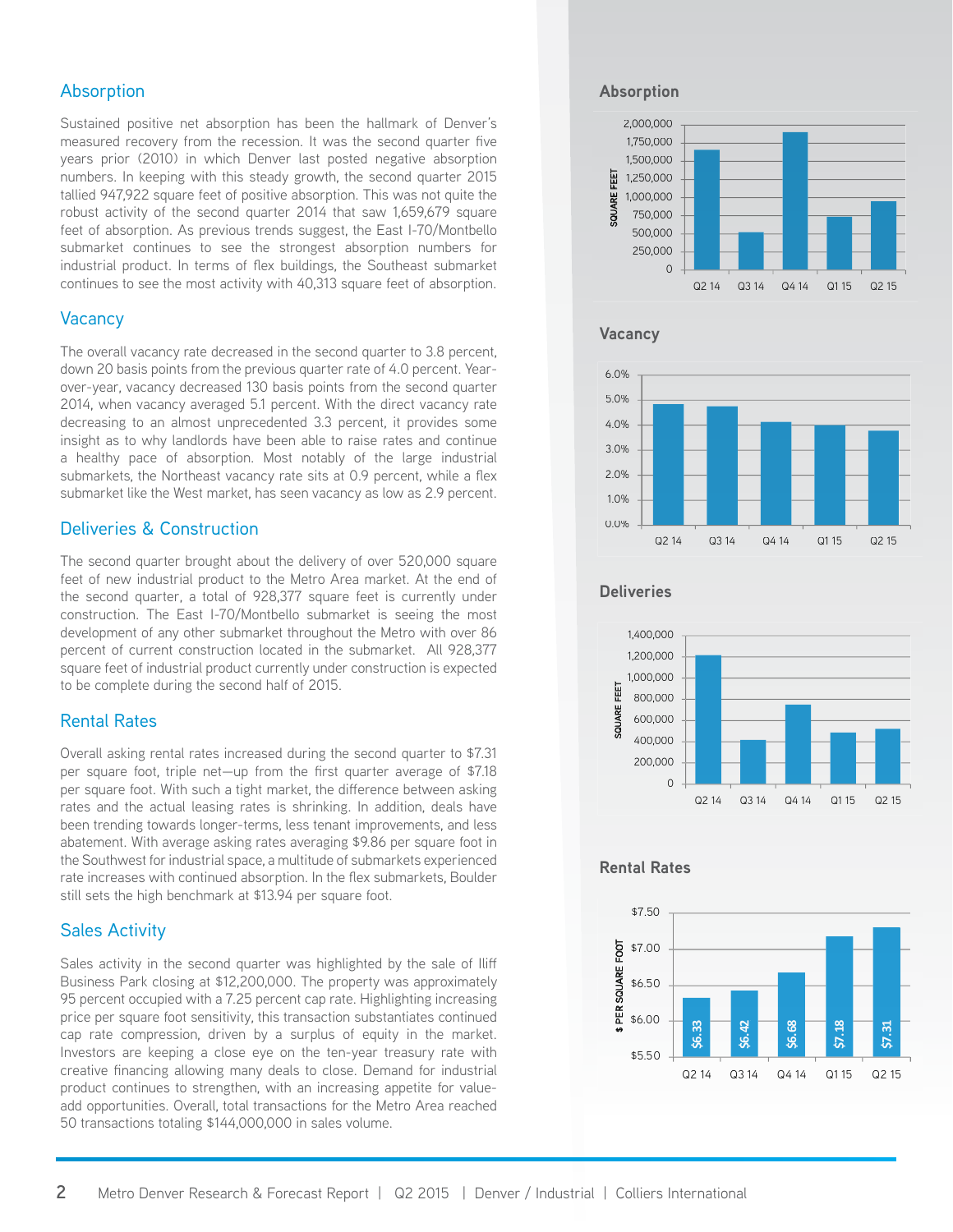## Absorption

Sustained positive net absorption has been the hallmark of Denver's measured recovery from the recession. It was the second quarter five years prior (2010) in which Denver last posted negative absorption numbers. In keeping with this steady growth, the second quarter 2015 tallied 947,922 square feet of positive absorption. This was not quite the robust activity of the second quarter 2014 that saw 1,659,679 square feet of absorption. As previous trends suggest, the East I-70/Montbello submarket continues to see the strongest absorption numbers for industrial product. In terms of flex buildings, the Southeast submarket continues to see the most activity with 40,313 square feet of absorption.

## Vacancy

The overall vacancy rate decreased in the second quarter to 3.8 percent, down 20 basis points from the previous quarter rate of 4.0 percent. Year-over-year, vacancy decreased 130 basis points from the second quarter 2014, when vacancy averaged 5.1 percent. With the direct vacancy rate decreasing to an almost unprecedented 3.3 percent, it provides some insight as to why landlords have been able to raise rates and continue a healthy pace of absorption. Most notably of the large industrial submarkets, the Northeast vacancy rate sits at 0.9 percent, while a flex submarket like the West market, has seen vacancy as low as 2.9 percent.

## Deliveries & Construction

The second quarter brought about the delivery of over 520,000 square feet of new industrial product to the Metro Area market. At the end of the second quarter, a total of 928,377 square feet is currently under construction. The East I-70/Montbello submarket is seeing the most development of any other submarket throughout the Metro with over 86 percent of current construction located in the submarket. All 928,377 square feet of industrial product currently under construction is expected to be complete during the second half of 2015.

## Rental Rates

Overall asking rental rates increased during the second quarter to $7.31 per square foot, triple net—up from the first quarter average of $7.18 per square foot. With such a tight market, the difference between asking rates and the actual leasing rates is shrinking. In addition, deals have been trending towards longer-terms, less tenant improvements, and less abatement. With average asking rates averaging $9.86 per square foot in the Southwest for industrial space, a multitude of submarkets experienced rate increases with continued absorption. In the flex submarkets, Boulder still sets the high benchmark at $13.94 per square foot.

## Sales Activity

Sales activity in the second quarter was highlighted by the sale of Iliff Business Park closing at $12,200,000. The property was approximately 95 percent occupied with a 7.25 percent cap rate. Highlighting increasing price per square foot sensitivity, this transaction substantiates continued cap rate compression, driven by a surplus of equity in the market. Investors are keeping a close eye on the ten-year treasury rate with creative financing allowing many deals to close. Demand for industrial product continues to strengthen, with an increasing appetite for value-add opportunities. Overall, total transactions for the Metro Area reached 50 transactions totaling $144,000,000 in sales volume.

### Absorption

| Quarter | Square Feet (approx.) |
|---|---|
| Q2 14 | ~1,650,000 |
| Q3 14 | ~500,000 |
| Q4 14 | ~1,900,000 |
| Q1 15 | ~720,000 |
| Q2 15 | ~950,000 |

### Vacancy

| Quarter | Vacancy (approx.) |
|---|---|
| Q2 14 | ~4.8% |
| Q3 14 | ~4.7% |
| Q4 14 | ~4.1% |
| Q1 15 | ~4.0% |
| Q2 15 | ~3.8% |

### Deliveries

| Quarter | Square Feet (approx.) |
|---|---|
| Q2 14 | ~1,200,000 |
| Q3 14 | ~410,000 |
| Q4 14 | ~740,000 |
| Q1 15 | ~480,000 |
| Q2 15 | ~520,000 |

### Rental Rates

| Quarter | $ Per Square Foot |
|---|---|
| Q2 14 | $6.33 |
| Q3 14 | $6.42 |
| Q4 14 | $6.68 |
| Q1 15 | $7.18 |
| Q2 15 | $7.31 |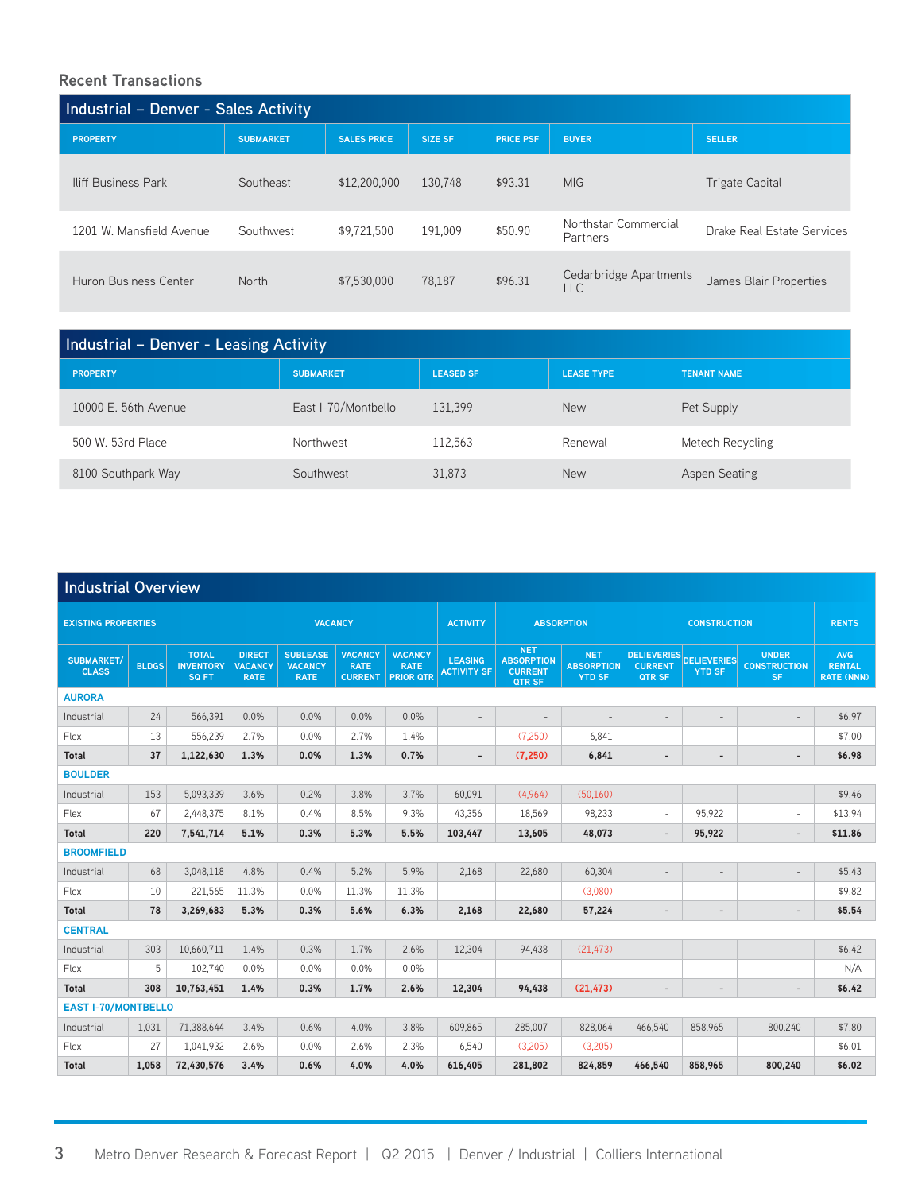## Recent Transactions

| Industrial – Denver - Sales Activity | | | | | | |
|---|---|---|---|---|---|---|
| PROPERTY | SUBMARKET | SALES PRICE | SIZE SF | PRICE PSF | BUYER | SELLER |
| Iliff Business Park | Southeast | $12,200,000 | 130,748 | $93.31 | MIG | Trigate Capital |
| 1201 W. Mansfield Avenue | Southwest | $9,721,500 | 191,009 | $50.90 | Northstar Commercial Partners | Drake Real Estate Services |
| Huron Business Center | North | $7,530,000 | 78,187 | $96.31 | Cedarbridge Apartments LLC | James Blair Properties |

| Industrial – Denver - Leasing Activity | | | | |
|---|---|---|---|---|
| PROPERTY | SUBMARKET | LEASED SF | LEASE TYPE | TENANT NAME |
| 10000 E. 56th Avenue | East I-70/Montbello | 131,399 | New | Pet Supply |
| 500 W. 53rd Place | Northwest | 112,563 | Renewal | Metech Recycling |
| 8100 Southpark Way | Southwest | 31,873 | New | Aspen Seating |

## Industrial Overview

| EXISTING PROPERTIES | | | VACANCY | | | | ACTIVITY | ABSORPTION | | CONSTRUCTION | | | RENTS |
|---|---|---|---|---|---|---|---|---|---|---|---|---|---|
| SUBMARKET/ CLASS | BLDGS | TOTAL INVENTORY SQ FT | DIRECT VACANCY RATE | SUBLEASE VACANCY RATE | VACANCY RATE CURRENT | VACANCY RATE PRIOR QTR | LEASING ACTIVITY SF | NET ABSORPTION CURRENT QTR SF | NET ABSORPTION YTD SF | DELIEVERIES CURRENT QTR SF | DELIEVERIES YTD SF | UNDER CONSTRUCTION SF | AVG RENTAL RATE (NNN) |
| **AURORA** | | | | | | | | | | | | | |
| Industrial | 24 | 566,391 | 0.0% | 0.0% | 0.0% | 0.0% | - | - | - | - | - | - | $6.97 |
| Flex | 13 | 556,239 | 2.7% | 0.0% | 2.7% | 1.4% | - | (7,250) | 6,841 | - | - | - | $7.00 |
| **Total** | **37** | **1,122,630** | **1.3%** | **0.0%** | **1.3%** | **0.7%** | **-** | **(7,250)** | **6,841** | **-** | **-** | **-** | **$6.98** |
| **BOULDER** | | | | | | | | | | | | | |
| Industrial | 153 | 5,093,339 | 3.6% | 0.2% | 3.8% | 3.7% | 60,091 | (4,964) | (50,160) | - | - | - | $9.46 |
| Flex | 67 | 2,448,375 | 8.1% | 0.4% | 8.5% | 9.3% | 43,356 | 18,569 | 98,233 | - | 95,922 | - | $13.94 |
| **Total** | **220** | **7,541,714** | **5.1%** | **0.3%** | **5.3%** | **5.5%** | **103,447** | **13,605** | **48,073** | **-** | **95,922** | **-** | **$11.86** |
| **BROOMFIELD** | | | | | | | | | | | | | |
| Industrial | 68 | 3,048,118 | 4.8% | 0.4% | 5.2% | 5.9% | 2,168 | 22,680 | 60,304 | - | - | - | $5.43 |
| Flex | 10 | 221,565 | 11.3% | 0.0% | 11.3% | 11.3% | - | - | (3,080) | - | - | - | $9.82 |
| **Total** | **78** | **3,269,683** | **5.3%** | **0.3%** | **5.6%** | **6.3%** | **2,168** | **22,680** | **57,224** | **-** | **-** | **-** | **$5.54** |
| **CENTRAL** | | | | | | | | | | | | | |
| Industrial | 303 | 10,660,711 | 1.4% | 0.3% | 1.7% | 2.6% | 12,304 | 94,438 | (21,473) | - | - | - | $6.42 |
| Flex | 5 | 102,740 | 0.0% | 0.0% | 0.0% | 0.0% | - | - | - | - | - | - | N/A |
| **Total** | **308** | **10,763,451** | **1.4%** | **0.3%** | **1.7%** | **2.6%** | **12,304** | **94,438** | **(21,473)** | **-** | **-** | **-** | **$6.42** |
| **EAST I-70/MONTBELLO** | | | | | | | | | | | | | |
| Industrial | 1,031 | 71,388,644 | 3.4% | 0.6% | 4.0% | 3.8% | 609,865 | 285,007 | 828,064 | 466,540 | 858,965 | 800,240 | $7.80 |
| Flex | 27 | 1,041,932 | 2.6% | 0.0% | 2.6% | 2.3% | 6,540 | (3,205) | (3,205) | - | - | - | $6.01 |
| **Total** | **1,058** | **72,430,576** | **3.4%** | **0.6%** | **4.0%** | **4.0%** | **616,405** | **281,802** | **824,859** | **466,540** | **858,965** | **800,240** | **$6.02** |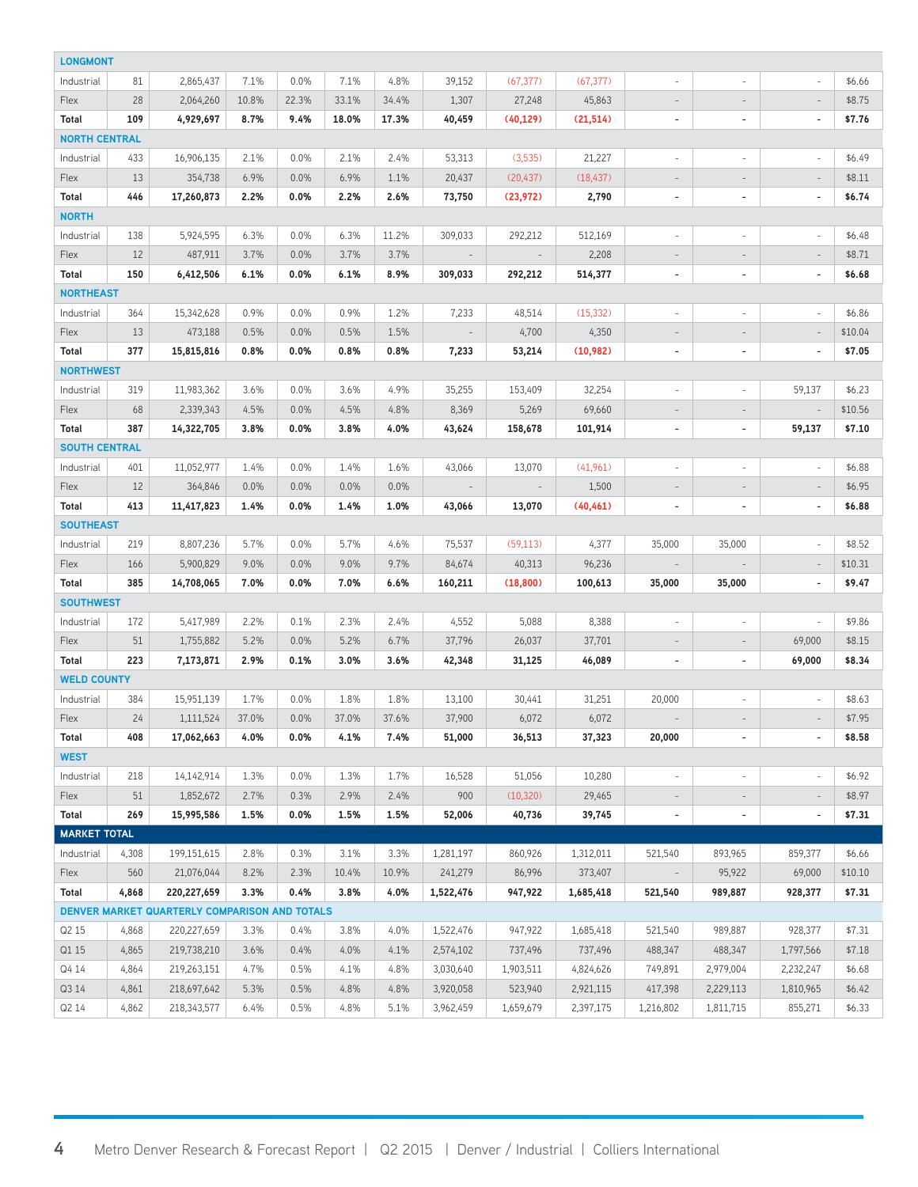| LONGMONT | | | | | | | | | | | | | |
|---|---|---|---|---|---|---|---|---|---|---|---|---|---|
| Industrial | 81 | 2,865,437 | 7.1% | 0.0% | 7.1% | 4.8% | 39,152 | (67,377) | (67,377) | - | - | - | $6.66 |
| Flex | 28 | 2,064,260 | 10.8% | 22.3% | 33.1% | 34.4% | 1,307 | 27,248 | 45,863 | - | - | - | $8.75 |
| **Total** | **109** | **4,929,697** | **8.7%** | **9.4%** | **18.0%** | **17.3%** | **40,459** | **(40,129)** | **(21,514)** | **-** | **-** | **-** | **$7.76** |
| **NORTH CENTRAL** | | | | | | | | | | | | | |
| Industrial | 433 | 16,906,135 | 2.1% | 0.0% | 2.1% | 2.4% | 53,313 | (3,535) | 21,227 | - | - | - | $6.49 |
| Flex | 13 | 354,738 | 6.9% | 0.0% | 6.9% | 1.1% | 20,437 | (20,437) | (18,437) | - | - | - | $8.11 |
| **Total** | **446** | **17,260,873** | **2.2%** | **0.0%** | **2.2%** | **2.6%** | **73,750** | **(23,972)** | **2,790** | **-** | **-** | **-** | **$6.74** |
| **NORTH** | | | | | | | | | | | | | |
| Industrial | 138 | 5,924,595 | 6.3% | 0.0% | 6.3% | 11.2% | 309,033 | 292,212 | 512,169 | - | - | - | $6.48 |
| Flex | 12 | 487,911 | 3.7% | 0.0% | 3.7% | 3.7% | - | - | 2,208 | - | - | - | $8.71 |
| **Total** | **150** | **6,412,506** | **6.1%** | **0.0%** | **6.1%** | **8.9%** | **309,033** | **292,212** | **514,377** | **-** | **-** | **-** | **$6.68** |
| **NORTHEAST** | | | | | | | | | | | | | |
| Industrial | 364 | 15,342,628 | 0.9% | 0.0% | 0.9% | 1.2% | 7,233 | 48,514 | (15,332) | - | - | - | $6.86 |
| Flex | 13 | 473,188 | 0.5% | 0.0% | 0.5% | 1.5% | - | 4,700 | 4,350 | - | - | - | $10.04 |
| **Total** | **377** | **15,815,816** | **0.8%** | **0.0%** | **0.8%** | **0.8%** | **7,233** | **53,214** | **(10,982)** | **-** | **-** | **-** | **$7.05** |
| **NORTHWEST** | | | | | | | | | | | | | |
| Industrial | 319 | 11,983,362 | 3.6% | 0.0% | 3.6% | 4.9% | 35,255 | 153,409 | 32,254 | - | - | 59,137 | $6.23 |
| Flex | 68 | 2,339,343 | 4.5% | 0.0% | 4.5% | 4.8% | 8,369 | 5,269 | 69,660 | - | - | - | $10.56 |
| **Total** | **387** | **14,322,705** | **3.8%** | **0.0%** | **3.8%** | **4.0%** | **43,624** | **158,678** | **101,914** | **-** | **-** | **59,137** | **$7.10** |
| **SOUTH CENTRAL** | | | | | | | | | | | | | |
| Industrial | 401 | 11,052,977 | 1.4% | 0.0% | 1.4% | 1.6% | 43,066 | 13,070 | (41,961) | - | - | - | $6.88 |
| Flex | 12 | 364,846 | 0.0% | 0.0% | 0.0% | 0.0% | - | - | 1,500 | - | - | - | $6.95 |
| **Total** | **413** | **11,417,823** | **1.4%** | **0.0%** | **1.4%** | **1.0%** | **43,066** | **13,070** | **(40,461)** | **-** | **-** | **-** | **$6.88** |
| **SOUTHEAST** | | | | | | | | | | | | | |
| Industrial | 219 | 8,807,236 | 5.7% | 0.0% | 5.7% | 4.6% | 75,537 | (59,113) | 4,377 | 35,000 | 35,000 | - | $8.52 |
| Flex | 166 | 5,900,829 | 9.0% | 0.0% | 9.0% | 9.7% | 84,674 | 40,313 | 96,236 | - | - | - | $10.31 |
| **Total** | **385** | **14,708,065** | **7.0%** | **0.0%** | **7.0%** | **6.6%** | **160,211** | **(18,800)** | **100,613** | **35,000** | **35,000** | **-** | **$9.47** |
| **SOUTHWEST** | | | | | | | | | | | | | |
| Industrial | 172 | 5,417,989 | 2.2% | 0.1% | 2.3% | 2.4% | 4,552 | 5,088 | 8,388 | - | - | - | $9.86 |
| Flex | 51 | 1,755,882 | 5.2% | 0.0% | 5.2% | 6.7% | 37,796 | 26,037 | 37,701 | - | - | 69,000 | $8.15 |
| **Total** | **223** | **7,173,871** | **2.9%** | **0.1%** | **3.0%** | **3.6%** | **42,348** | **31,125** | **46,089** | **-** | **-** | **69,000** | **$8.34** |
| **WELD COUNTY** | | | | | | | | | | | | | |
| Industrial | 384 | 15,951,139 | 1.7% | 0.0% | 1.8% | 1.8% | 13,100 | 30,441 | 31,251 | 20,000 | - | - | $8.63 |
| Flex | 24 | 1,111,524 | 37.0% | 0.0% | 37.0% | 37.6% | 37,900 | 6,072 | 6,072 | - | - | - | $7.95 |
| **Total** | **408** | **17,062,663** | **4.0%** | **0.0%** | **4.1%** | **7.4%** | **51,000** | **36,513** | **37,323** | **20,000** | **-** | **-** | **$8.58** |
| **WEST** | | | | | | | | | | | | | |
| Industrial | 218 | 14,142,914 | 1.3% | 0.0% | 1.3% | 1.7% | 16,528 | 51,056 | 10,280 | - | - | - | $6.92 |
| Flex | 51 | 1,852,672 | 2.7% | 0.3% | 2.9% | 2.4% | 900 | (10,320) | 29,465 | - | - | - | $8.97 |
| **Total** | **269** | **15,995,586** | **1.5%** | **0.0%** | **1.5%** | **1.5%** | **52,006** | **40,736** | **39,745** | **-** | **-** | **-** | **$7.31** |
| **MARKET TOTAL** | | | | | | | | | | | | | |
| Industrial | 4,308 | 199,151,615 | 2.8% | 0.3% | 3.1% | 3.3% | 1,281,197 | 860,926 | 1,312,011 | 521,540 | 893,965 | 859,377 | $6.66 |
| Flex | 560 | 21,076,044 | 8.2% | 2.3% | 10.4% | 10.9% | 241,279 | 86,996 | 373,407 | - | 95,922 | 69,000 | $10.10 |
| **Total** | **4,868** | **220,227,659** | **3.3%** | **0.4%** | **3.8%** | **4.0%** | **1,522,476** | **947,922** | **1,685,418** | **521,540** | **989,887** | **928,377** | **$7.31** |
| **DENVER MARKET QUARTERLY COMPARISON AND TOTALS** | | | | | | | | | | | | | |
| Q2 15 | 4,868 | 220,227,659 | 3.3% | 0.4% | 3.8% | 4.0% | 1,522,476 | 947,922 | 1,685,418 | 521,540 | 989,887 | 928,377 | $7.31 |
| Q1 15 | 4,865 | 219,738,210 | 3.6% | 0.4% | 4.0% | 4.1% | 2,574,102 | 737,496 | 737,496 | 488,347 | 488,347 | 1,797,566 | $7.18 |
| Q4 14 | 4,864 | 219,263,151 | 4.7% | 0.5% | 4.1% | 4.8% | 3,030,640 | 1,903,511 | 4,824,626 | 749,891 | 2,979,004 | 2,232,247 | $6.68 |
| Q3 14 | 4,861 | 218,697,642 | 5.3% | 0.5% | 4.8% | 4.8% | 3,920,058 | 523,940 | 2,921,115 | 417,398 | 2,229,113 | 1,810,965 | $6.42 |
| Q2 14 | 4,862 | 218,343,577 | 6.4% | 0.5% | 4.8% | 5.1% | 3,962,459 | 1,659,679 | 2,397,175 | 1,216,802 | 1,811,715 | 855,271 | $6.33 |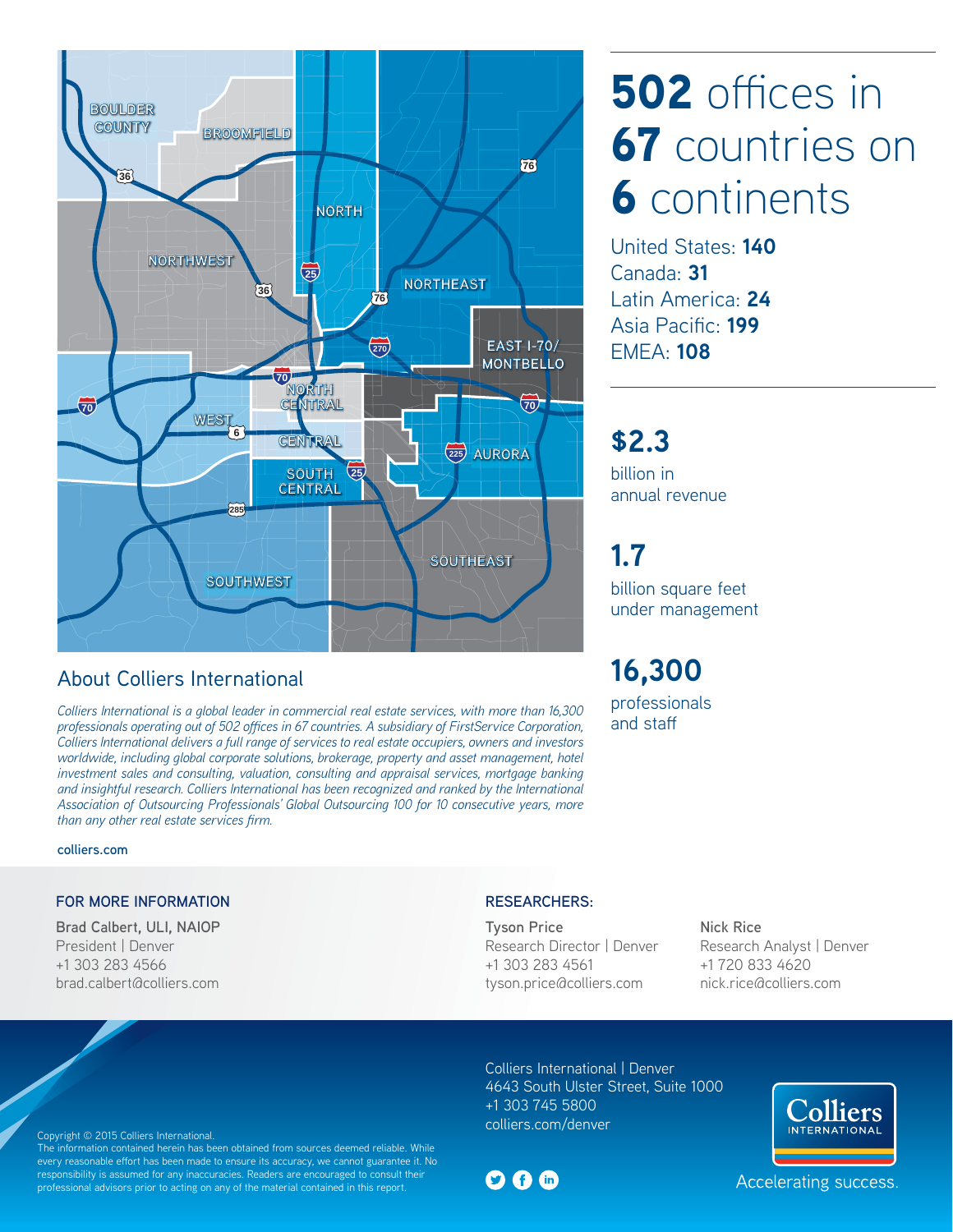BOULDER COUNTY
BROOMFIELD
NORTH
NORTHWEST
NORTHEAST
EAST I-70/ MONTBELLO
NORTH CENTRAL
WEST
CENTRAL
AURORA
SOUTH CENTRAL
SOUTHEAST
SOUTHWEST
36
76
25
270
70
6
225
285

## About Colliers International

*Colliers International is a global leader in commercial real estate services, with more than 16,300 professionals operating out of 502 offices in 67 countries. A subsidiary of FirstService Corporation, Colliers International delivers a full range of services to real estate occupiers, owners and investors worldwide, including global corporate solutions, brokerage, property and asset management, hotel investment sales and consulting, valuation, consulting and appraisal services, mortgage banking and insightful research. Colliers International has been recognized and ranked by the International Association of Outsourcing Professionals' Global Outsourcing 100 for 10 consecutive years, more than any other real estate services firm.*

colliers.com

# **502** offices in **67** countries on **6** continents

United States: **140**
Canada: **31**
Latin America: **24**
Asia Pacific: **199**
EMEA: **108**

## $2.3
billion in annual revenue

## 1.7
billion square feet under management

## 16,300
professionals and staff

### FOR MORE INFORMATION

**Brad Calbert, ULI, NAIOP**
President | Denver
+1 303 283 4566
brad.calbert@colliers.com

### RESEARCHERS:

**Tyson Price**
Research Director | Denver
+1 303 283 4561
tyson.price@colliers.com

**Nick Rice**
Research Analyst | Denver
+1 720 833 4620
nick.rice@colliers.com

Colliers International | Denver
4643 South Ulster Street, Suite 1000
+1 303 745 5800
colliers.com/denver

Colliers INTERNATIONAL
Accelerating success.

Copyright © 2015 Colliers International.
The information contained herein has been obtained from sources deemed reliable. While every reasonable effort has been made to ensure its accuracy, we cannot guarantee it. No responsibility is assumed for any inaccuracies. Readers are encouraged to consult their professional advisors prior to acting on any of the material contained in this report.